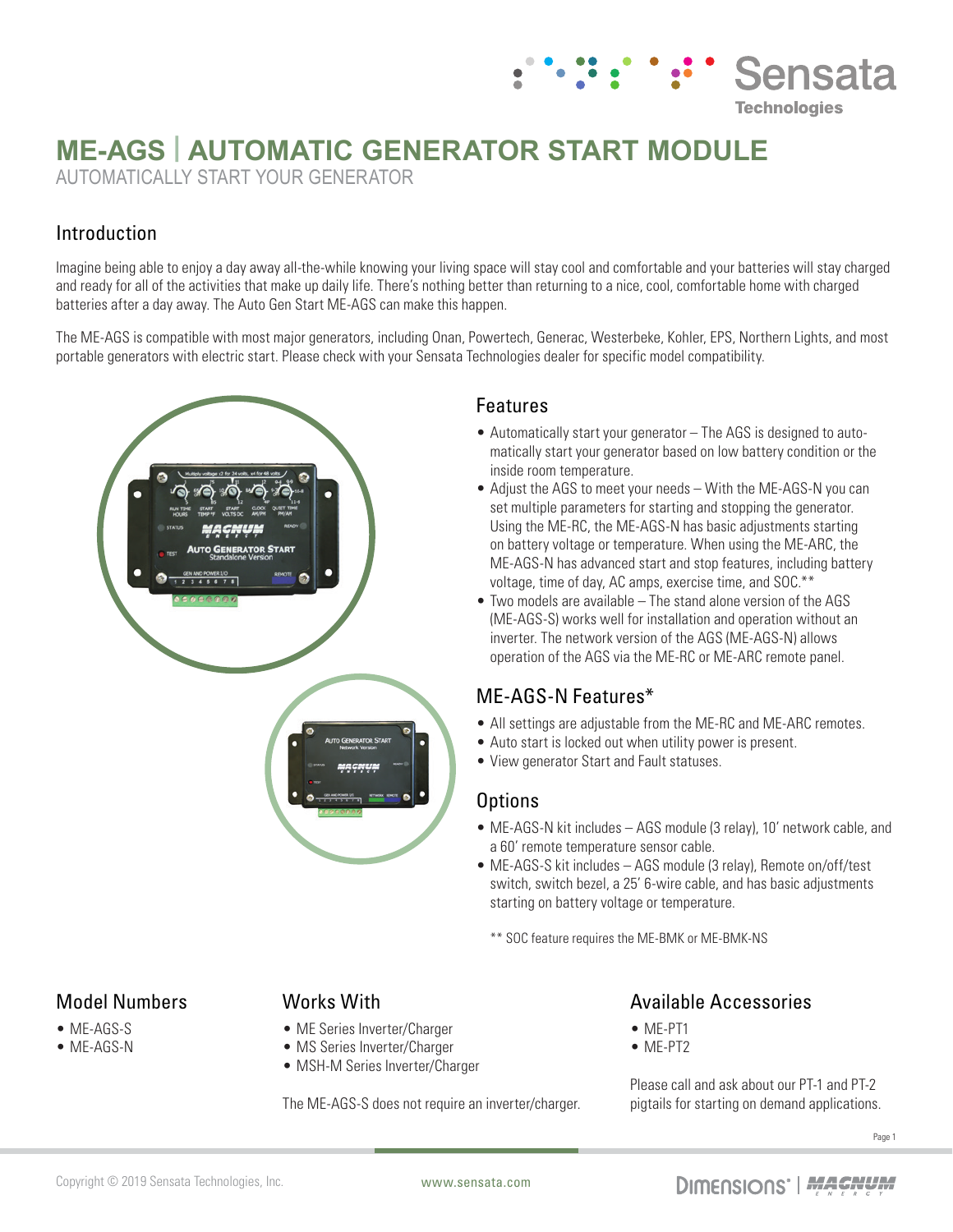# ME-AGS | AUTOMATIC GENERATOR START MODULE

AUTOMATICALLY START YOUR GENERATOR

## Introduction

Imagine being able to enjoy a day away all-the-while knowing your living space will stay cool and comfortable and your batteries will stay charged and ready for all of the activities that make up daily life. There's nothing better than returning to a nice, cool, comfortable home with charged batteries after a day away. The Auto Gen Start ME-AGS can make this happen.

The ME-AGS is compatible with most major generators, including Onan, Powertech, Generac, Westerbeke, Kohler, EPS, Northern Lights, and most portable generators with electric start. Please check with your Sensata Technologies dealer for specific model compatibility.

## Features

- Automatically start your generator – The AGS is designed to automatically start your generator based on low battery condition or the inside room temperature.
- Adjust the AGS to meet your needs – With the ME-AGS-N you can set multiple parameters for starting and stopping the generator. Using the ME-RC, the ME-AGS-N has basic adjustments starting on battery voltage or temperature. When using the ME-ARC, the ME-AGS-N has advanced start and stop features, including battery voltage, time of day, AC amps, exercise time, and SOC.**
- Two models are available – The stand alone version of the AGS (ME-AGS-S) works well for installation and operation without an inverter. The network version of the AGS (ME-AGS-N) allows operation of the AGS via the ME-RC or ME-ARC remote panel.

## ME-AGS-N Features*

- All settings are adjustable from the ME-RC and ME-ARC remotes.
- Auto start is locked out when utility power is present.
- View generator Start and Fault statuses.

## Options

- ME-AGS-N kit includes – AGS module (3 relay), 10' network cable, and a 60' remote temperature sensor cable.
- ME-AGS-S kit includes – AGS module (3 relay), Remote on/off/test switch, switch bezel, a 25' 6-wire cable, and has basic adjustments starting on battery voltage or temperature.

** SOC feature requires the ME-BMK or ME-BMK-NS

## Model Numbers

- ME-AGS-S
- ME-AGS-N

## Works With

- ME Series Inverter/Charger
- MS Series Inverter/Charger
- MSH-M Series Inverter/Charger

The ME-AGS-S does not require an inverter/charger.

## Available Accessories

- ME-PT1
- ME-PT2

Please call and ask about our PT-1 and PT-2 pigtails for starting on demand applications.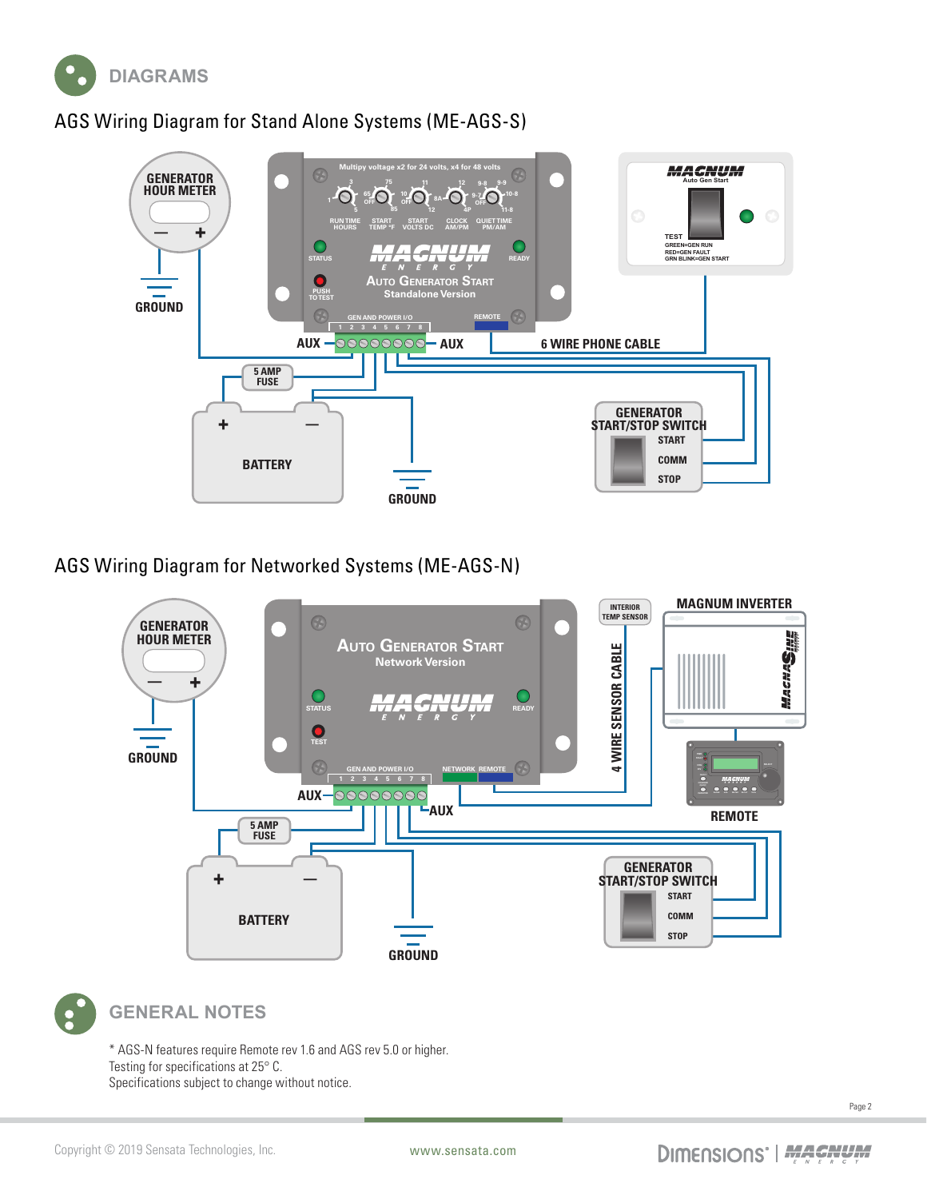## DIAGRAMS

### AGS Wiring Diagram for Stand Alone Systems (ME-AGS-S)

GENERATOR HOUR METER

GROUND

Multiply voltage x2 for 24 volts, x4 for 48 volts

RUN TIME HOURS | START TEMP °F | START VOLTS DC | CLOCK AM/PM | QUIET TIME PM/AM

STATUS | READY

PUSH TO TEST

MAGNUM ENERGY

Auto Generator Start
Standalone Version

GEN AND POWER I/O | REMOTE

AUX | AUX

6 WIRE PHONE CABLE

MAGNUM Auto Gen Start

TEST
GREEN=GEN RUN
RED=GEN FAULT
GRN BLINK=GEN START

5 AMP FUSE

BATTERY

GROUND

GENERATOR START/STOP SWITCH
START
COMM
STOP

### AGS Wiring Diagram for Networked Systems (ME-AGS-N)

GENERATOR HOUR METER

GROUND

Auto Generator Start
Network Version

STATUS | READY

TEST

MAGNUM ENERGY

GEN AND POWER I/O | NETWORK | REMOTE

AUX | AUX

INTERIOR TEMP SENSOR

4 WIRE SENSOR CABLE

MAGNUM INVERTER

REMOTE

5 AMP FUSE

BATTERY

GROUND

GENERATOR START/STOP SWITCH
START
COMM
STOP

## GENERAL NOTES

* AGS-N features require Remote rev 1.6 and AGS rev 5.0 or higher.
Testing for specifications at 25° C.
Specifications subject to change without notice.

Copyright © 2019 Sensata Technologies, Inc.    www.sensata.com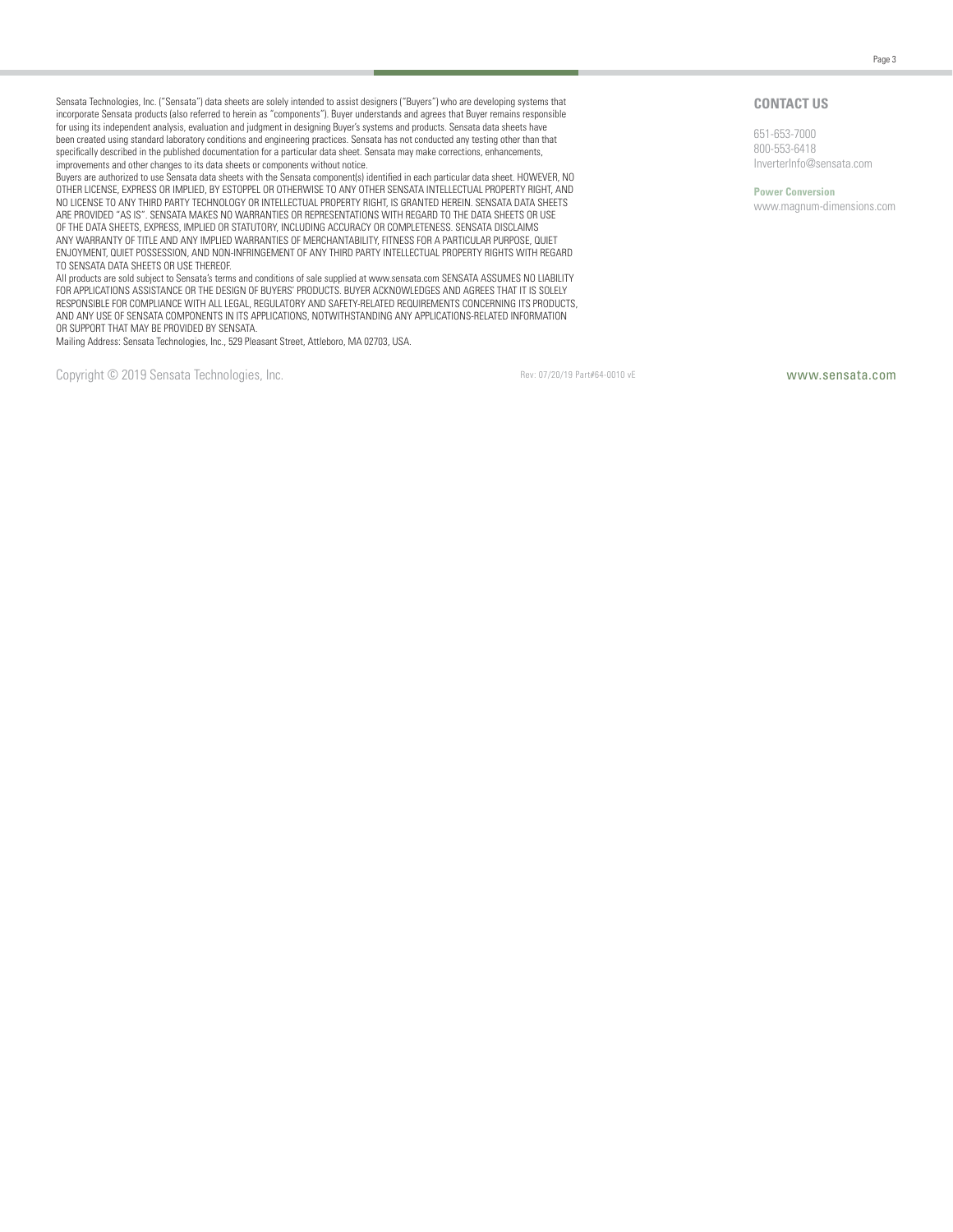Sensata Technologies, Inc. ("Sensata") data sheets are solely intended to assist designers ("Buyers") who are developing systems that incorporate Sensata products (also referred to herein as "components"). Buyer understands and agrees that Buyer remains responsible for using its independent analysis, evaluation and judgment in designing Buyer's systems and products. Sensata data sheets have been created using standard laboratory conditions and engineering practices. Sensata has not conducted any testing other than that specifically described in the published documentation for a particular data sheet. Sensata may make corrections, enhancements, improvements and other changes to its data sheets or components without notice.

Buyers are authorized to use Sensata data sheets with the Sensata component(s) identified in each particular data sheet. HOWEVER, NO OTHER LICENSE, EXPRESS OR IMPLIED, BY ESTOPPEL OR OTHERWISE TO ANY OTHER SENSATA INTELLECTUAL PROPERTY RIGHT, AND NO LICENSE TO ANY THIRD PARTY TECHNOLOGY OR INTELLECTUAL PROPERTY RIGHT, IS GRANTED HEREIN. SENSATA DATA SHEETS ARE PROVIDED "AS IS". SENSATA MAKES NO WARRANTIES OR REPRESENTATIONS WITH REGARD TO THE DATA SHEETS OR USE OF THE DATA SHEETS, EXPRESS, IMPLIED OR STATUTORY, INCLUDING ACCURACY OR COMPLETENESS. SENSATA DISCLAIMS ANY WARRANTY OF TITLE AND ANY IMPLIED WARRANTIES OF MERCHANTABILITY, FITNESS FOR A PARTICULAR PURPOSE, QUIET ENJOYMENT, QUIET POSSESSION, AND NON-INFRINGEMENT OF ANY THIRD PARTY INTELLECTUAL PROPERTY RIGHTS WITH REGARD TO SENSATA DATA SHEETS OR USE THEREOF.

All products are sold subject to Sensata's terms and conditions of sale supplied at www.sensata.com SENSATA ASSUMES NO LIABILITY FOR APPLICATIONS ASSISTANCE OR THE DESIGN OF BUYERS' PRODUCTS. BUYER ACKNOWLEDGES AND AGREES THAT IT IS SOLELY RESPONSIBLE FOR COMPLIANCE WITH ALL LEGAL, REGULATORY AND SAFETY-RELATED REQUIREMENTS CONCERNING ITS PRODUCTS, AND ANY USE OF SENSATA COMPONENTS IN ITS APPLICATIONS, NOTWITHSTANDING ANY APPLICATIONS-RELATED INFORMATION OR SUPPORT THAT MAY BE PROVIDED BY SENSATA.

Mailing Address: Sensata Technologies, Inc., 529 Pleasant Street, Attleboro, MA 02703, USA.

## CONTACT US

651-653-7000
800-553-6418
InverterInfo@sensata.com

**Power Conversion**
www.magnum-dimensions.com

Copyright © 2019 Sensata Technologies, Inc.

Rev: 07/20/19 Part#64-0010 vE

www.sensata.com